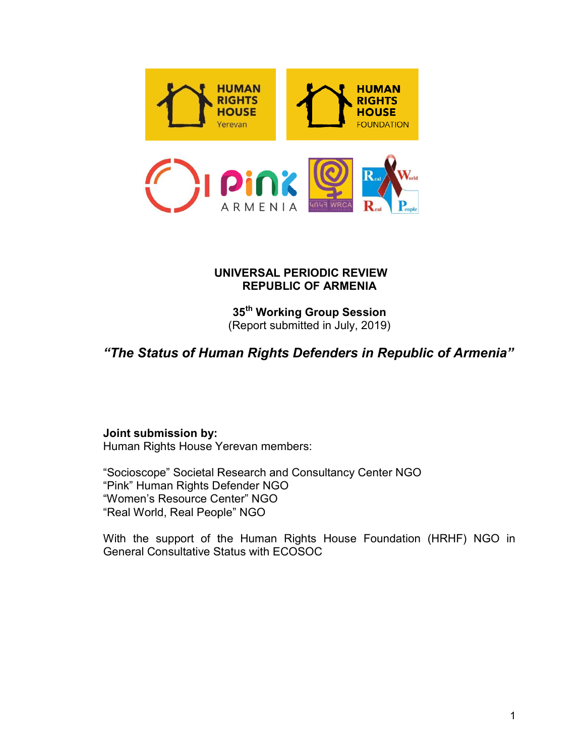**UNIVERSAL PERIODIC REVIEW**
**REPUBLIC OF ARMENIA**

**35th Working Group Session**
(Report submitted in July, 2019)

# *"The Status of Human Rights Defenders in Republic of Armenia"*

**Joint submission by:**
Human Rights House Yerevan members:

"Socioscope" Societal Research and Consultancy Center NGO
"Pink" Human Rights Defender NGO
"Women's Resource Center" NGO
"Real World, Real People" NGO

With the support of the Human Rights House Foundation (HRHF) NGO in General Consultative Status with ECOSOC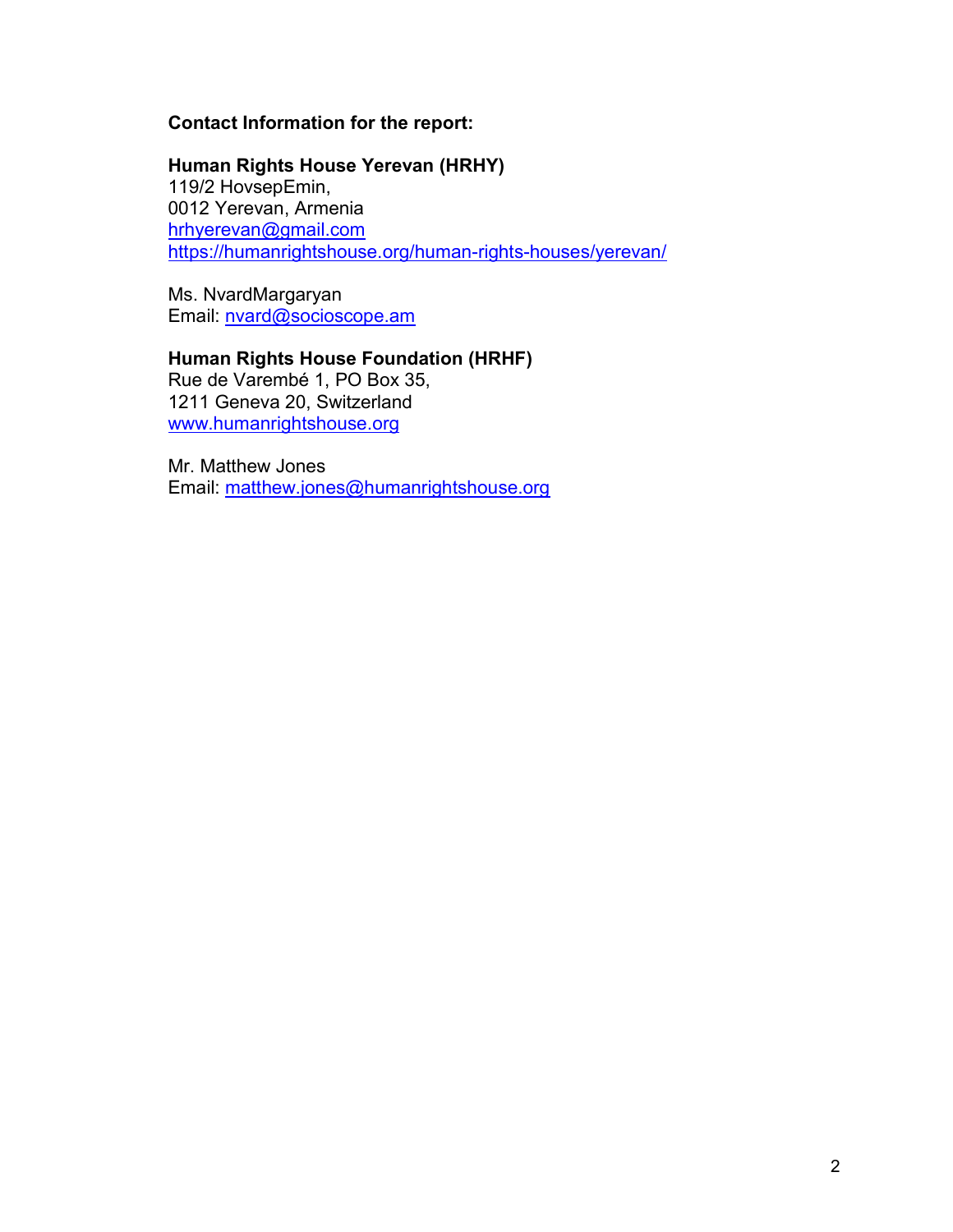**Contact Information for the report:**

**Human Rights House Yerevan (HRHY)**
119/2 HovsepEmin,
0012 Yerevan, Armenia
hrhyerevan@gmail.com
https://humanrightshouse.org/human-rights-houses/yerevan/

Ms. NvardMargaryan
Email: nvard@socioscope.am

**Human Rights House Foundation (HRHF)**
Rue de Varembé 1, PO Box 35,
1211 Geneva 20, Switzerland
www.humanrightshouse.org

Mr. Matthew Jones
Email: matthew.jones@humanrightshouse.org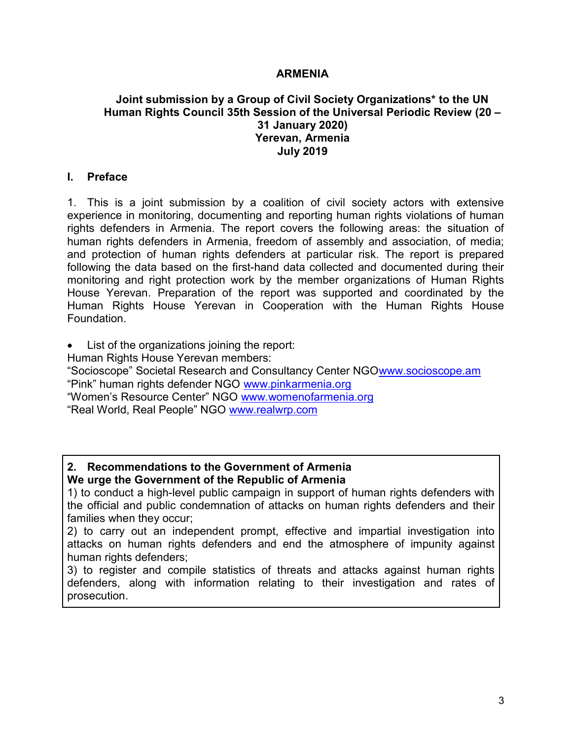**ARMENIA**

**Joint submission by a Group of Civil Society Organizations* to the UN Human Rights Council 35th Session of the Universal Periodic Review (20 – 31 January 2020)**
**Yerevan, Armenia**
**July 2019**

## I. Preface

1. This is a joint submission by a coalition of civil society actors with extensive experience in monitoring, documenting and reporting human rights violations of human rights defenders in Armenia. The report covers the following areas: the situation of human rights defenders in Armenia, freedom of assembly and association, of media; and protection of human rights defenders at particular risk. The report is prepared following the data based on the first-hand data collected and documented during their monitoring and right protection work by the member organizations of Human Rights House Yerevan. Preparation of the report was supported and coordinated by the Human Rights House Yerevan in Cooperation with the Human Rights House Foundation.

- List of the organizations joining the report:

Human Rights House Yerevan members:
"Socioscope" Societal Research and Consultancy Center NGO www.socioscope.am
"Pink" human rights defender NGO www.pinkarmenia.org
"Women's Resource Center" NGO www.womenofarmenia.org
"Real World, Real People" NGO www.realwrp.com

**2. Recommendations to the Government of Armenia**
**We urge the Government of the Republic of Armenia**

1) to conduct a high-level public campaign in support of human rights defenders with the official and public condemnation of attacks on human rights defenders and their families when they occur;
2) to carry out an independent prompt, effective and impartial investigation into attacks on human rights defenders and end the atmosphere of impunity against human rights defenders;
3) to register and compile statistics of threats and attacks against human rights defenders, along with information relating to their investigation and rates of prosecution.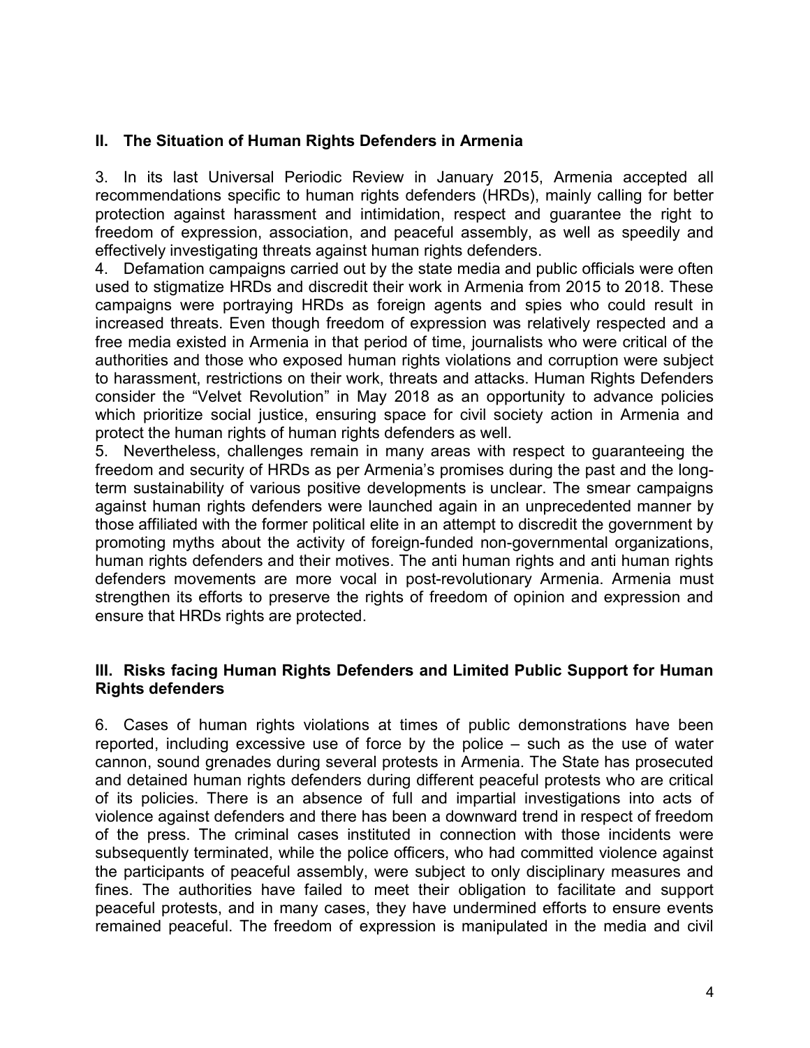## II. The Situation of Human Rights Defenders in Armenia

3. In its last Universal Periodic Review in January 2015, Armenia accepted all recommendations specific to human rights defenders (HRDs), mainly calling for better protection against harassment and intimidation, respect and guarantee the right to freedom of expression, association, and peaceful assembly, as well as speedily and effectively investigating threats against human rights defenders.

4. Defamation campaigns carried out by the state media and public officials were often used to stigmatize HRDs and discredit their work in Armenia from 2015 to 2018. These campaigns were portraying HRDs as foreign agents and spies who could result in increased threats. Even though freedom of expression was relatively respected and a free media existed in Armenia in that period of time, journalists who were critical of the authorities and those who exposed human rights violations and corruption were subject to harassment, restrictions on their work, threats and attacks. Human Rights Defenders consider the "Velvet Revolution" in May 2018 as an opportunity to advance policies which prioritize social justice, ensuring space for civil society action in Armenia and protect the human rights of human rights defenders as well.

5. Nevertheless, challenges remain in many areas with respect to guaranteeing the freedom and security of HRDs as per Armenia's promises during the past and the long-term sustainability of various positive developments is unclear. The smear campaigns against human rights defenders were launched again in an unprecedented manner by those affiliated with the former political elite in an attempt to discredit the government by promoting myths about the activity of foreign-funded non-governmental organizations, human rights defenders and their motives. The anti human rights and anti human rights defenders movements are more vocal in post-revolutionary Armenia. Armenia must strengthen its efforts to preserve the rights of freedom of opinion and expression and ensure that HRDs rights are protected.

## III. Risks facing Human Rights Defenders and Limited Public Support for Human Rights defenders

6. Cases of human rights violations at times of public demonstrations have been reported, including excessive use of force by the police – such as the use of water cannon, sound grenades during several protests in Armenia. The State has prosecuted and detained human rights defenders during different peaceful protests who are critical of its policies. There is an absence of full and impartial investigations into acts of violence against defenders and there has been a downward trend in respect of freedom of the press. The criminal cases instituted in connection with those incidents were subsequently terminated, while the police officers, who had committed violence against the participants of peaceful assembly, were subject to only disciplinary measures and fines. The authorities have failed to meet their obligation to facilitate and support peaceful protests, and in many cases, they have undermined efforts to ensure events remained peaceful. The freedom of expression is manipulated in the media and civil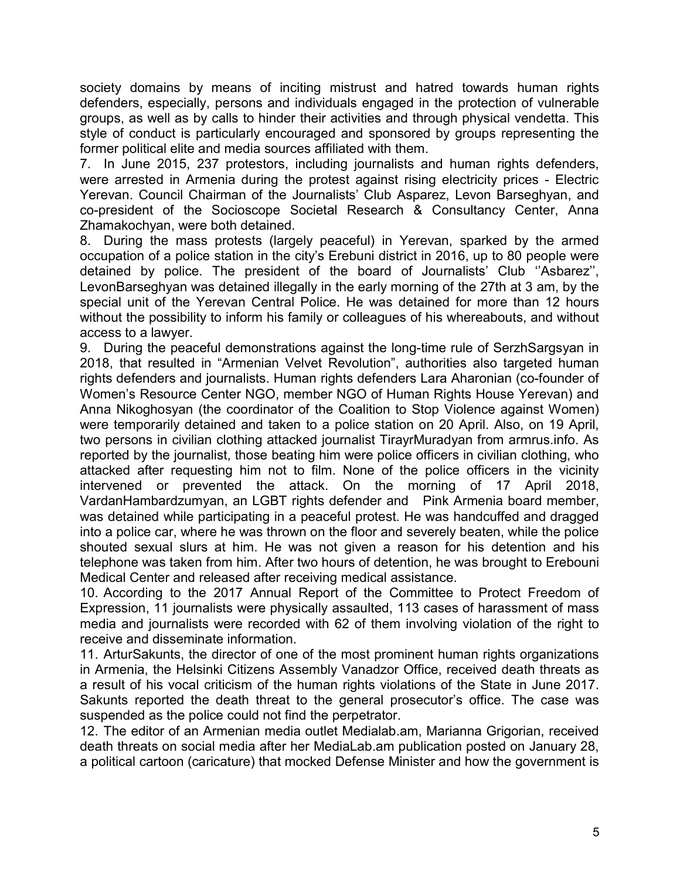society domains by means of inciting mistrust and hatred towards human rights defenders, especially, persons and individuals engaged in the protection of vulnerable groups, as well as by calls to hinder their activities and through physical vendetta. This style of conduct is particularly encouraged and sponsored by groups representing the former political elite and media sources affiliated with them.

7. In June 2015, 237 protestors, including journalists and human rights defenders, were arrested in Armenia during the protest against rising electricity prices - Electric Yerevan. Council Chairman of the Journalists' Club Asparez, Levon Barseghyan, and co-president of the Socioscope Societal Research & Consultancy Center, Anna Zhamakochyan, were both detained.

8. During the mass protests (largely peaceful) in Yerevan, sparked by the armed occupation of a police station in the city's Erebuni district in 2016, up to 80 people were detained by police. The president of the board of Journalists' Club ''Asbarez'', LevonBarseghyan was detained illegally in the early morning of the 27th at 3 am, by the special unit of the Yerevan Central Police. He was detained for more than 12 hours without the possibility to inform his family or colleagues of his whereabouts, and without access to a lawyer.

9. During the peaceful demonstrations against the long-time rule of SerzhSargsyan in 2018, that resulted in "Armenian Velvet Revolution", authorities also targeted human rights defenders and journalists. Human rights defenders Lara Aharonian (co-founder of Women's Resource Center NGO, member NGO of Human Rights House Yerevan) and Anna Nikoghosyan (the coordinator of the Coalition to Stop Violence against Women) were temporarily detained and taken to a police station on 20 April. Also, on 19 April, two persons in civilian clothing attacked journalist TirayrMuradyan from armrus.info. As reported by the journalist, those beating him were police officers in civilian clothing, who attacked after requesting him not to film. None of the police officers in the vicinity intervened or prevented the attack. On the morning of 17 April 2018, VardanHambardzumyan, an LGBT rights defender and Pink Armenia board member, was detained while participating in a peaceful protest. He was handcuffed and dragged into a police car, where he was thrown on the floor and severely beaten, while the police shouted sexual slurs at him. He was not given a reason for his detention and his telephone was taken from him. After two hours of detention, he was brought to Erebouni Medical Center and released after receiving medical assistance.

10. According to the 2017 Annual Report of the Committee to Protect Freedom of Expression, 11 journalists were physically assaulted, 113 cases of harassment of mass media and journalists were recorded with 62 of them involving violation of the right to receive and disseminate information.

11. ArturSakunts, the director of one of the most prominent human rights organizations in Armenia, the Helsinki Citizens Assembly Vanadzor Office, received death threats as a result of his vocal criticism of the human rights violations of the State in June 2017. Sakunts reported the death threat to the general prosecutor's office. The case was suspended as the police could not find the perpetrator.

12. The editor of an Armenian media outlet Medialab.am, Marianna Grigorian, received death threats on social media after her MediaLab.am publication posted on January 28, a political cartoon (caricature) that mocked Defense Minister and how the government is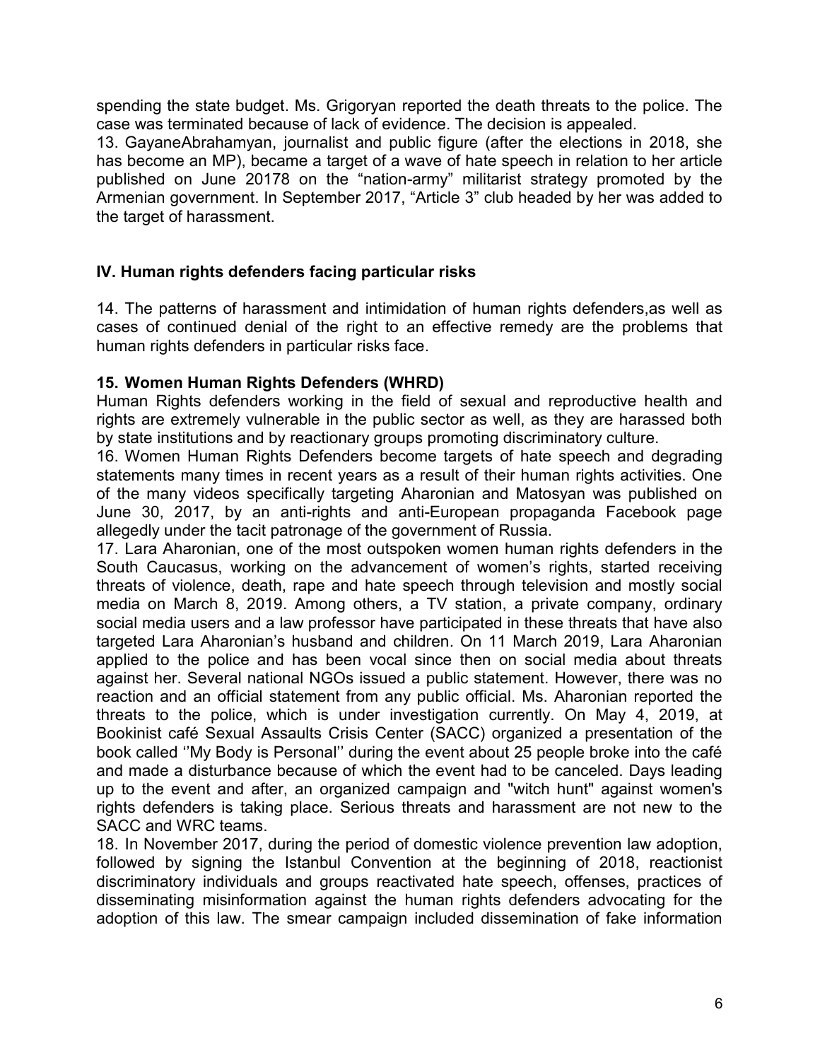spending the state budget. Ms. Grigoryan reported the death threats to the police. The case was terminated because of lack of evidence. The decision is appealed.

13. GayaneAbrahamyan, journalist and public figure (after the elections in 2018, she has become an MP), became a target of a wave of hate speech in relation to her article published on June 20178 on the "nation-army" militarist strategy promoted by the Armenian government. In September 2017, "Article 3" club headed by her was added to the target of harassment.

## IV. Human rights defenders facing particular risks

14. The patterns of harassment and intimidation of human rights defenders,as well as cases of continued denial of the right to an effective remedy are the problems that human rights defenders in particular risks face.

**15. Women Human Rights Defenders (WHRD)**

Human Rights defenders working in the field of sexual and reproductive health and rights are extremely vulnerable in the public sector as well, as they are harassed both by state institutions and by reactionary groups promoting discriminatory culture.

16. Women Human Rights Defenders become targets of hate speech and degrading statements many times in recent years as a result of their human rights activities. One of the many videos specifically targeting Aharonian and Matosyan was published on June 30, 2017, by an anti-rights and anti-European propaganda Facebook page allegedly under the tacit patronage of the government of Russia.

17. Lara Aharonian, one of the most outspoken women human rights defenders in the South Caucasus, working on the advancement of women's rights, started receiving threats of violence, death, rape and hate speech through television and mostly social media on March 8, 2019. Among others, a TV station, a private company, ordinary social media users and a law professor have participated in these threats that have also targeted Lara Aharonian's husband and children. On 11 March 2019, Lara Aharonian applied to the police and has been vocal since then on social media about threats against her. Several national NGOs issued a public statement. However, there was no reaction and an official statement from any public official. Ms. Aharonian reported the threats to the police, which is under investigation currently. On May 4, 2019, at Bookinist café Sexual Assaults Crisis Center (SACC) organized a presentation of the book called ''My Body is Personal'' during the event about 25 people broke into the café and made a disturbance because of which the event had to be canceled. Days leading up to the event and after, an organized campaign and "witch hunt" against women's rights defenders is taking place. Serious threats and harassment are not new to the SACC and WRC teams.

18. In November 2017, during the period of domestic violence prevention law adoption, followed by signing the Istanbul Convention at the beginning of 2018, reactionist discriminatory individuals and groups reactivated hate speech, offenses, practices of disseminating misinformation against the human rights defenders advocating for the adoption of this law. The smear campaign included dissemination of fake information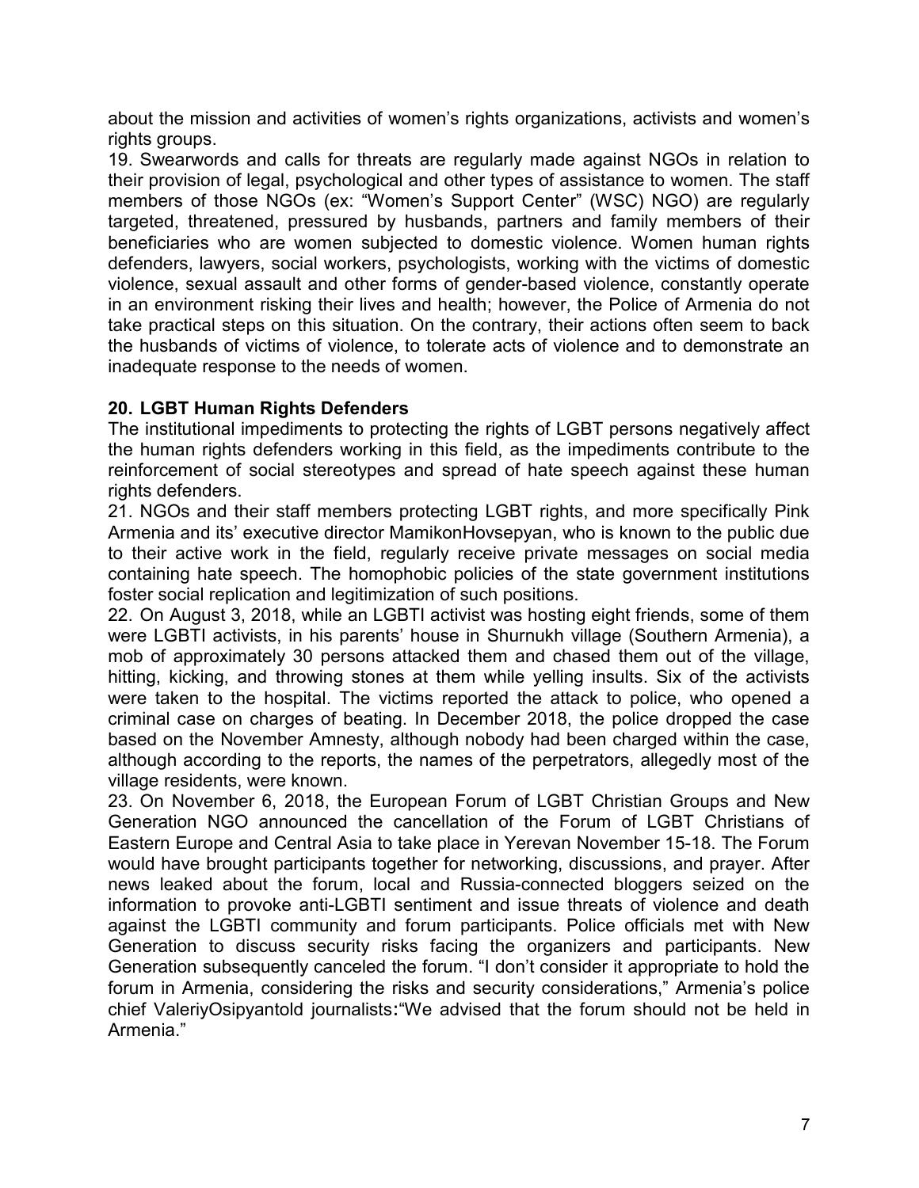about the mission and activities of women's rights organizations, activists and women's rights groups.

19. Swearwords and calls for threats are regularly made against NGOs in relation to their provision of legal, psychological and other types of assistance to women. The staff members of those NGOs (ex: "Women's Support Center" (WSC) NGO) are regularly targeted, threatened, pressured by husbands, partners and family members of their beneficiaries who are women subjected to domestic violence. Women human rights defenders, lawyers, social workers, psychologists, working with the victims of domestic violence, sexual assault and other forms of gender-based violence, constantly operate in an environment risking their lives and health; however, the Police of Armenia do not take practical steps on this situation. On the contrary, their actions often seem to back the husbands of victims of violence, to tolerate acts of violence and to demonstrate an inadequate response to the needs of women.

## 20. LGBT Human Rights Defenders

The institutional impediments to protecting the rights of LGBT persons negatively affect the human rights defenders working in this field, as the impediments contribute to the reinforcement of social stereotypes and spread of hate speech against these human rights defenders.

21. NGOs and their staff members protecting LGBT rights, and more specifically Pink Armenia and its' executive director MamikonHovsepyan, who is known to the public due to their active work in the field, regularly receive private messages on social media containing hate speech. The homophobic policies of the state government institutions foster social replication and legitimization of such positions.

22. On August 3, 2018, while an LGBTI activist was hosting eight friends, some of them were LGBTI activists, in his parents' house in Shurnukh village (Southern Armenia), a mob of approximately 30 persons attacked them and chased them out of the village, hitting, kicking, and throwing stones at them while yelling insults. Six of the activists were taken to the hospital. The victims reported the attack to police, who opened a criminal case on charges of beating. In December 2018, the police dropped the case based on the November Amnesty, although nobody had been charged within the case, although according to the reports, the names of the perpetrators, allegedly most of the village residents, were known.

23. On November 6, 2018, the European Forum of LGBT Christian Groups and New Generation NGO announced the cancellation of the Forum of LGBT Christians of Eastern Europe and Central Asia to take place in Yerevan November 15-18. The Forum would have brought participants together for networking, discussions, and prayer. After news leaked about the forum, local and Russia-connected bloggers seized on the information to provoke anti-LGBTI sentiment and issue threats of violence and death against the LGBTI community and forum participants. Police officials met with New Generation to discuss security risks facing the organizers and participants. New Generation subsequently canceled the forum. "I don't consider it appropriate to hold the forum in Armenia, considering the risks and security considerations," Armenia's police chief ValeriyOsipyantold journalists:"We advised that the forum should not be held in Armenia."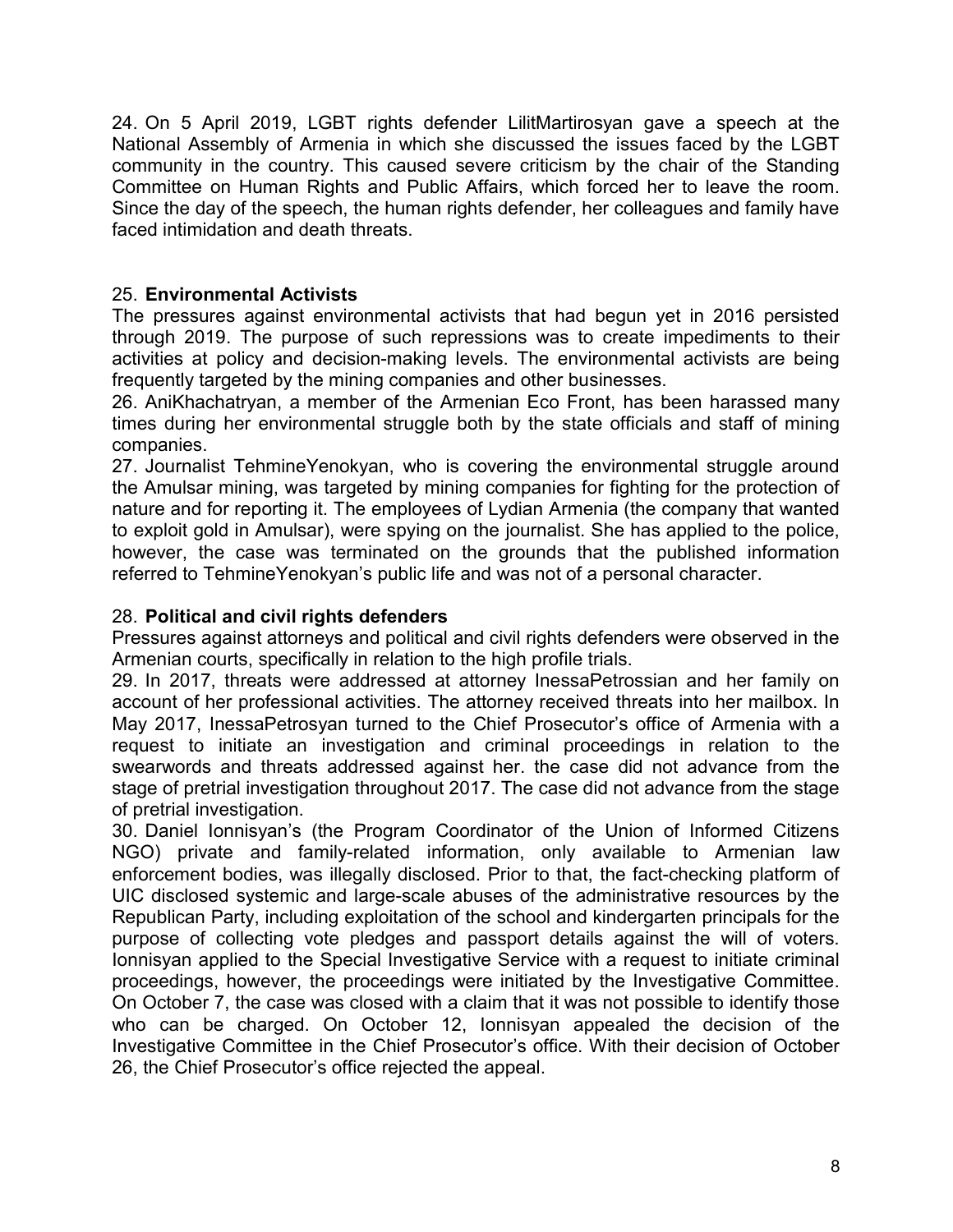24. On 5 April 2019, LGBT rights defender LilitMartirosyan gave a speech at the National Assembly of Armenia in which she discussed the issues faced by the LGBT community in the country. This caused severe criticism by the chair of the Standing Committee on Human Rights and Public Affairs, which forced her to leave the room. Since the day of the speech, the human rights defender, her colleagues and family have faced intimidation and death threats.

25. **Environmental Activists**

The pressures against environmental activists that had begun yet in 2016 persisted through 2019. The purpose of such repressions was to create impediments to their activities at policy and decision-making levels. The environmental activists are being frequently targeted by the mining companies and other businesses.

26. AniKhachatryan, a member of the Armenian Eco Front, has been harassed many times during her environmental struggle both by the state officials and staff of mining companies.

27. Journalist TehmineYenokyan, who is covering the environmental struggle around the Amulsar mining, was targeted by mining companies for fighting for the protection of nature and for reporting it. The employees of Lydian Armenia (the company that wanted to exploit gold in Amulsar), were spying on the journalist. She has applied to the police, however, the case was terminated on the grounds that the published information referred to TehmineYenokyan's public life and was not of a personal character.

28. **Political and civil rights defenders**

Pressures against attorneys and political and civil rights defenders were observed in the Armenian courts, specifically in relation to the high profile trials.

29. In 2017, threats were addressed at attorney InessaPetrossian and her family on account of her professional activities. The attorney received threats into her mailbox. In May 2017, InessaPetrosyan turned to the Chief Prosecutor's office of Armenia with a request to initiate an investigation and criminal proceedings in relation to the swearwords and threats addressed against her. the case did not advance from the stage of pretrial investigation throughout 2017. The case did not advance from the stage of pretrial investigation.

30. Daniel Ionnisyan's (the Program Coordinator of the Union of Informed Citizens NGO) private and family-related information, only available to Armenian law enforcement bodies, was illegally disclosed. Prior to that, the fact-checking platform of UIC disclosed systemic and large-scale abuses of the administrative resources by the Republican Party, including exploitation of the school and kindergarten principals for the purpose of collecting vote pledges and passport details against the will of voters. Ionnisyan applied to the Special Investigative Service with a request to initiate criminal proceedings, however, the proceedings were initiated by the Investigative Committee. On October 7, the case was closed with a claim that it was not possible to identify those who can be charged. On October 12, Ionnisyan appealed the decision of the Investigative Committee in the Chief Prosecutor's office. With their decision of October 26, the Chief Prosecutor's office rejected the appeal.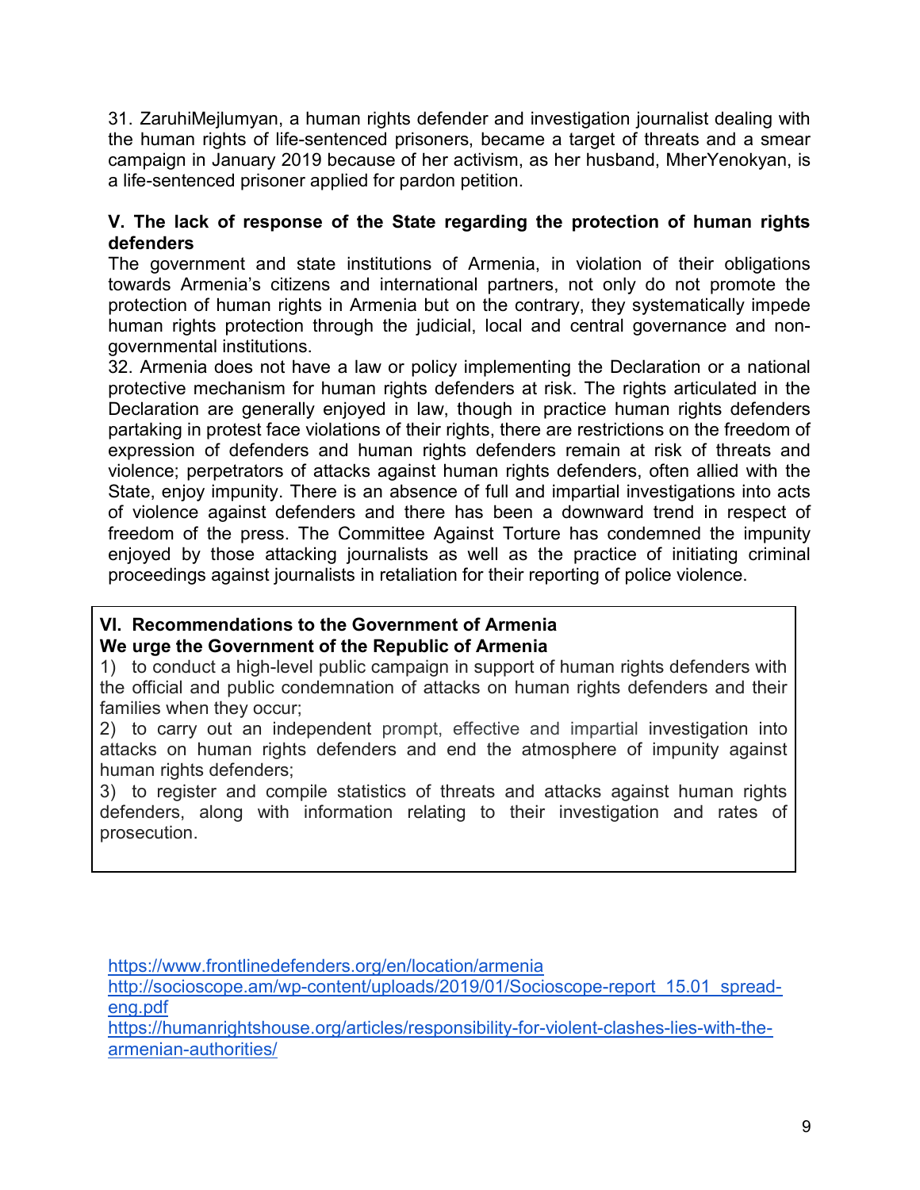31. ZaruhiMejlumyan, a human rights defender and investigation journalist dealing with the human rights of life-sentenced prisoners, became a target of threats and a smear campaign in January 2019 because of her activism, as her husband, MherYenokyan, is a life-sentenced prisoner applied for pardon petition.

## V. The lack of response of the State regarding the protection of human rights defenders

The government and state institutions of Armenia, in violation of their obligations towards Armenia's citizens and international partners, not only do not promote the protection of human rights in Armenia but on the contrary, they systematically impede human rights protection through the judicial, local and central governance and non-governmental institutions.

32. Armenia does not have a law or policy implementing the Declaration or a national protective mechanism for human rights defenders at risk. The rights articulated in the Declaration are generally enjoyed in law, though in practice human rights defenders partaking in protest face violations of their rights, there are restrictions on the freedom of expression of defenders and human rights defenders remain at risk of threats and violence; perpetrators of attacks against human rights defenders, often allied with the State, enjoy impunity. There is an absence of full and impartial investigations into acts of violence against defenders and there has been a downward trend in respect of freedom of the press. The Committee Against Torture has condemned the impunity enjoyed by those attacking journalists as well as the practice of initiating criminal proceedings against journalists in retaliation for their reporting of police violence.

## VI. Recommendations to the Government of Armenia

**We urge the Government of the Republic of Armenia**

1) to conduct a high-level public campaign in support of human rights defenders with the official and public condemnation of attacks on human rights defenders and their families when they occur;
2) to carry out an independent prompt, effective and impartial investigation into attacks on human rights defenders and end the atmosphere of impunity against human rights defenders;
3) to register and compile statistics of threats and attacks against human rights defenders, along with information relating to their investigation and rates of prosecution.

https://www.frontlinedefenders.org/en/location/armenia
http://socioscope.am/wp-content/uploads/2019/01/Socioscope-report_15.01_spread-eng.pdf
https://humanrightshouse.org/articles/responsibility-for-violent-clashes-lies-with-the-armenian-authorities/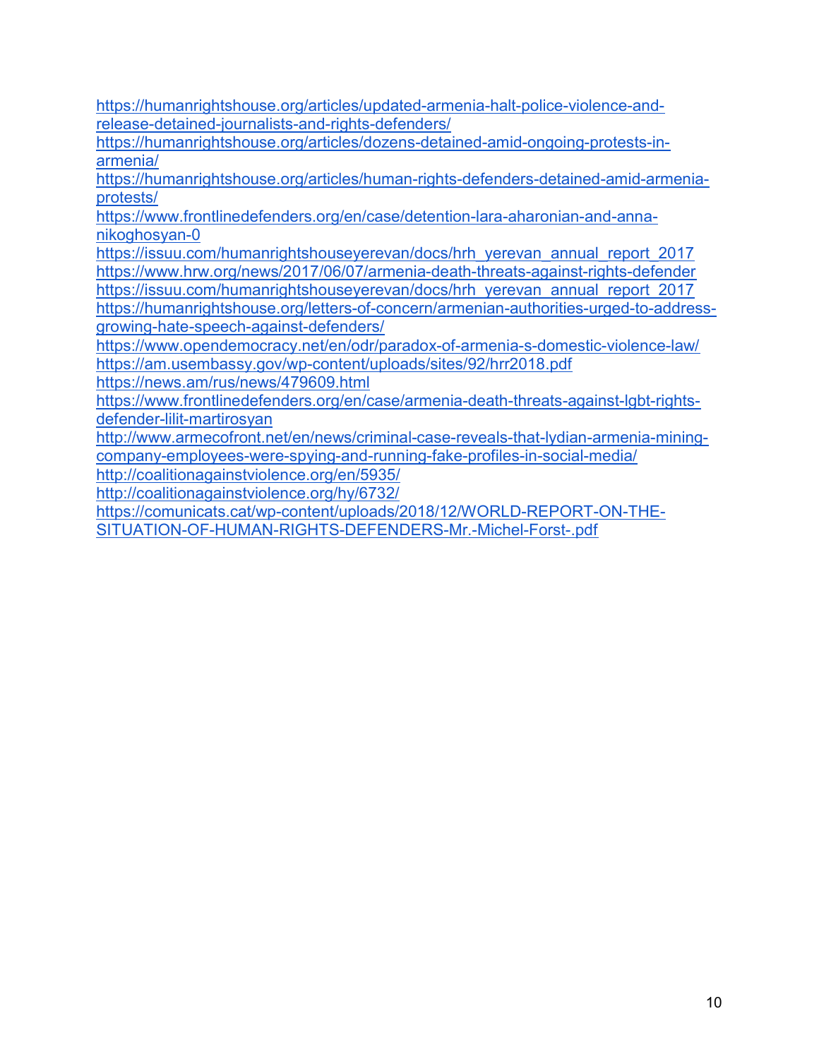https://humanrightshouse.org/articles/updated-armenia-halt-police-violence-and-release-detained-journalists-and-rights-defenders/
https://humanrightshouse.org/articles/dozens-detained-amid-ongoing-protests-in-armenia/
https://humanrightshouse.org/articles/human-rights-defenders-detained-amid-armenia-protests/
https://www.frontlinedefenders.org/en/case/detention-lara-aharonian-and-anna-nikoghosyan-0
https://issuu.com/humanrightshouseyerevan/docs/hrh_yerevan_annual_report_2017
https://www.hrw.org/news/2017/06/07/armenia-death-threats-against-rights-defender
https://issuu.com/humanrightshouseyerevan/docs/hrh_yerevan_annual_report_2017
https://humanrightshouse.org/letters-of-concern/armenian-authorities-urged-to-address-growing-hate-speech-against-defenders/
https://www.opendemocracy.net/en/odr/paradox-of-armenia-s-domestic-violence-law/
https://am.usembassy.gov/wp-content/uploads/sites/92/hrr2018.pdf
https://news.am/rus/news/479609.html
https://www.frontlinedefenders.org/en/case/armenia-death-threats-against-lgbt-rights-defender-lilit-martirosyan
http://www.armecofront.net/en/news/criminal-case-reveals-that-lydian-armenia-mining-company-employees-were-spying-and-running-fake-profiles-in-social-media/
http://coalitionagainstviolence.org/en/5935/
http://coalitionagainstviolence.org/hy/6732/
https://comunicats.cat/wp-content/uploads/2018/12/WORLD-REPORT-ON-THE-SITUATION-OF-HUMAN-RIGHTS-DEFENDERS-Mr.-Michel-Forst-.pdf